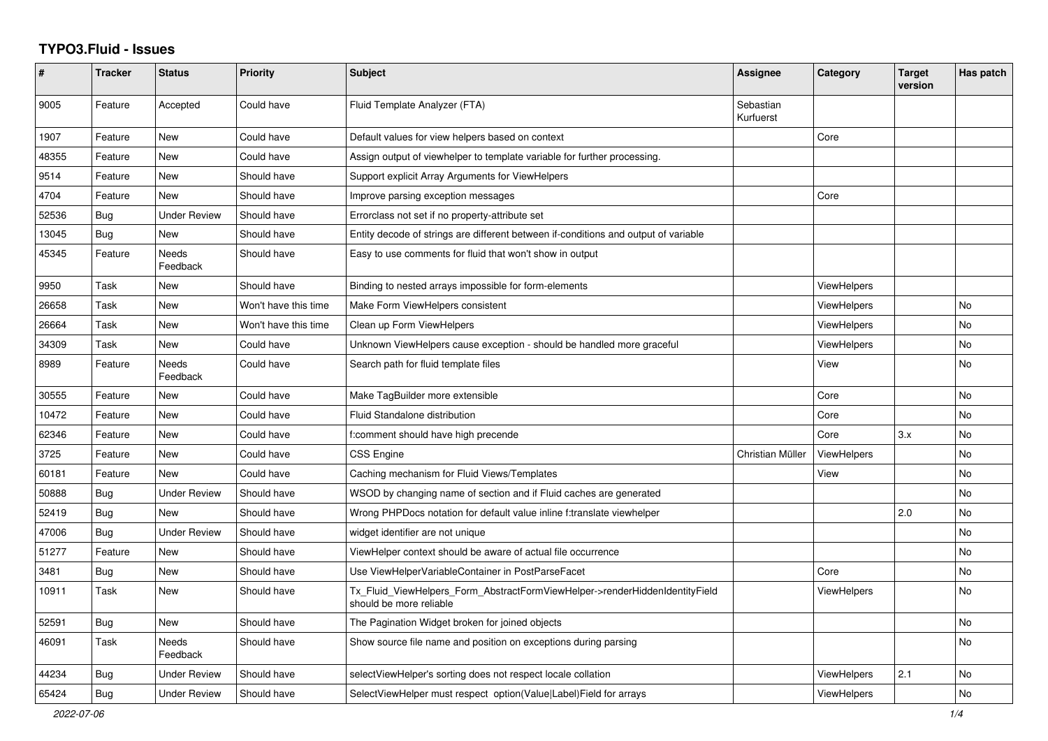# TYPO3.Fluid - Issues

| # | Tracker | Status | Priority | Subject | Assignee | Category | Target version | Has patch |
|---|---|---|---|---|---|---|---|---|
| 9005 | Feature | Accepted | Could have | Fluid Template Analyzer (FTA) | Sebastian Kurfuerst | | | |
| 1907 | Feature | New | Could have | Default values for view helpers based on context | | Core | | |
| 48355 | Feature | New | Could have | Assign output of viewhelper to template variable for further processing. | | | | |
| 9514 | Feature | New | Should have | Support explicit Array Arguments for ViewHelpers | | | | |
| 4704 | Feature | New | Should have | Improve parsing exception messages | | Core | | |
| 52536 | Bug | Under Review | Should have | Errorclass not set if no property-attribute set | | | | |
| 13045 | Bug | New | Should have | Entity decode of strings are different between if-conditions and output of variable | | | | |
| 45345 | Feature | Needs Feedback | Should have | Easy to use comments for fluid that won't show in output | | | | |
| 9950 | Task | New | Should have | Binding to nested arrays impossible for form-elements | | ViewHelpers | | |
| 26658 | Task | New | Won't have this time | Make Form ViewHelpers consistent | | ViewHelpers | | No |
| 26664 | Task | New | Won't have this time | Clean up Form ViewHelpers | | ViewHelpers | | No |
| 34309 | Task | New | Could have | Unknown ViewHelpers cause exception - should be handled more graceful | | ViewHelpers | | No |
| 8989 | Feature | Needs Feedback | Could have | Search path for fluid template files | | View | | No |
| 30555 | Feature | New | Could have | Make TagBuilder more extensible | | Core | | No |
| 10472 | Feature | New | Could have | Fluid Standalone distribution | | Core | | No |
| 62346 | Feature | New | Could have | f:comment should have high precende | | Core | 3.x | No |
| 3725 | Feature | New | Could have | CSS Engine | Christian Müller | ViewHelpers | | No |
| 60181 | Feature | New | Could have | Caching mechanism for Fluid Views/Templates | | View | | No |
| 50888 | Bug | Under Review | Should have | WSOD by changing name of section and if Fluid caches are generated | | | | No |
| 52419 | Bug | New | Should have | Wrong PHPDocs notation for default value inline f:translate viewhelper | | | 2.0 | No |
| 47006 | Bug | Under Review | Should have | widget identifier are not unique | | | | No |
| 51277 | Feature | New | Should have | ViewHelper context should be aware of actual file occurrence | | | | No |
| 3481 | Bug | New | Should have | Use ViewHelperVariableContainer in PostParseFacet | | Core | | No |
| 10911 | Task | New | Should have | Tx_Fluid_ViewHelpers_Form_AbstractFormViewHelper->renderHiddenIdentityField should be more reliable | | ViewHelpers | | No |
| 52591 | Bug | New | Should have | The Pagination Widget broken for joined objects | | | | No |
| 46091 | Task | Needs Feedback | Should have | Show source file name and position on exceptions during parsing | | | | No |
| 44234 | Bug | Under Review | Should have | selectViewHelper's sorting does not respect locale collation | | ViewHelpers | 2.1 | No |
| 65424 | Bug | Under Review | Should have | SelectViewHelper must respect option(Value\|Label)Field for arrays | | ViewHelpers | | No |

2022-07-06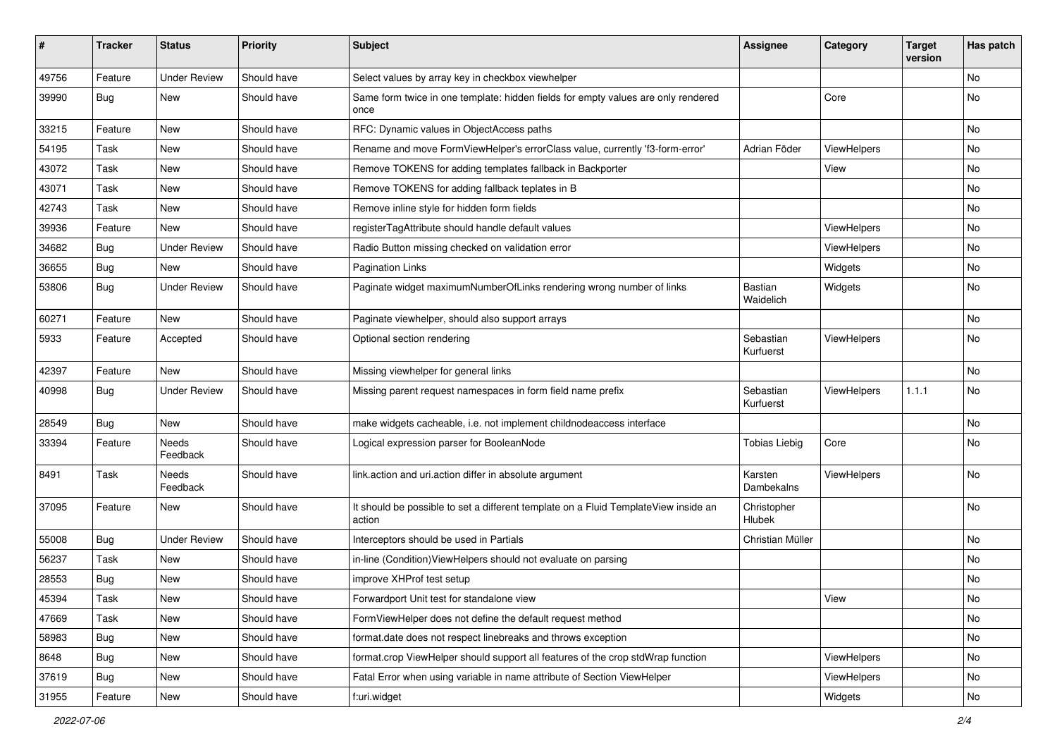| # | Tracker | Status | Priority | Subject | Assignee | Category | Target version | Has patch |
|---|---|---|---|---|---|---|---|---|
| 49756 | Feature | Under Review | Should have | Select values by array key in checkbox viewhelper | | | | No |
| 39990 | Bug | New | Should have | Same form twice in one template: hidden fields for empty values are only rendered once | | Core | | No |
| 33215 | Feature | New | Should have | RFC: Dynamic values in ObjectAccess paths | | | | No |
| 54195 | Task | New | Should have | Rename and move FormViewHelper's errorClass value, currently 'f3-form-error' | Adrian Föder | ViewHelpers | | No |
| 43072 | Task | New | Should have | Remove TOKENS for adding templates fallback in Backporter | | View | | No |
| 43071 | Task | New | Should have | Remove TOKENS for adding fallback teplates in B | | | | No |
| 42743 | Task | New | Should have | Remove inline style for hidden form fields | | | | No |
| 39936 | Feature | New | Should have | registerTagAttribute should handle default values | | ViewHelpers | | No |
| 34682 | Bug | Under Review | Should have | Radio Button missing checked on validation error | | ViewHelpers | | No |
| 36655 | Bug | New | Should have | Pagination Links | | Widgets | | No |
| 53806 | Bug | Under Review | Should have | Paginate widget maximumNumberOfLinks rendering wrong number of links | Bastian Waidelich | Widgets | | No |
| 60271 | Feature | New | Should have | Paginate viewhelper, should also support arrays | | | | No |
| 5933 | Feature | Accepted | Should have | Optional section rendering | Sebastian Kurfuerst | ViewHelpers | | No |
| 42397 | Feature | New | Should have | Missing viewhelper for general links | | | | No |
| 40998 | Bug | Under Review | Should have | Missing parent request namespaces in form field name prefix | Sebastian Kurfuerst | ViewHelpers | 1.1.1 | No |
| 28549 | Bug | New | Should have | make widgets cacheable, i.e. not implement childnodeaccess interface | | | | No |
| 33394 | Feature | Needs Feedback | Should have | Logical expression parser for BooleanNode | Tobias Liebig | Core | | No |
| 8491 | Task | Needs Feedback | Should have | link.action and uri.action differ in absolute argument | Karsten Dambekalns | ViewHelpers | | No |
| 37095 | Feature | New | Should have | It should be possible to set a different template on a Fluid TemplateView inside an action | Christopher Hlubek | | | No |
| 55008 | Bug | Under Review | Should have | Interceptors should be used in Partials | Christian Müller | | | No |
| 56237 | Task | New | Should have | in-line (Condition)ViewHelpers should not evaluate on parsing | | | | No |
| 28553 | Bug | New | Should have | improve XHProf test setup | | | | No |
| 45394 | Task | New | Should have | Forwardport Unit test for standalone view | | View | | No |
| 47669 | Task | New | Should have | FormViewHelper does not define the default request method | | | | No |
| 58983 | Bug | New | Should have | format.date does not respect linebreaks and throws exception | | | | No |
| 8648 | Bug | New | Should have | format.crop ViewHelper should support all features of the crop stdWrap function | | ViewHelpers | | No |
| 37619 | Bug | New | Should have | Fatal Error when using variable in name attribute of Section ViewHelper | | ViewHelpers | | No |
| 31955 | Feature | New | Should have | f:uri.widget | | Widgets | | No |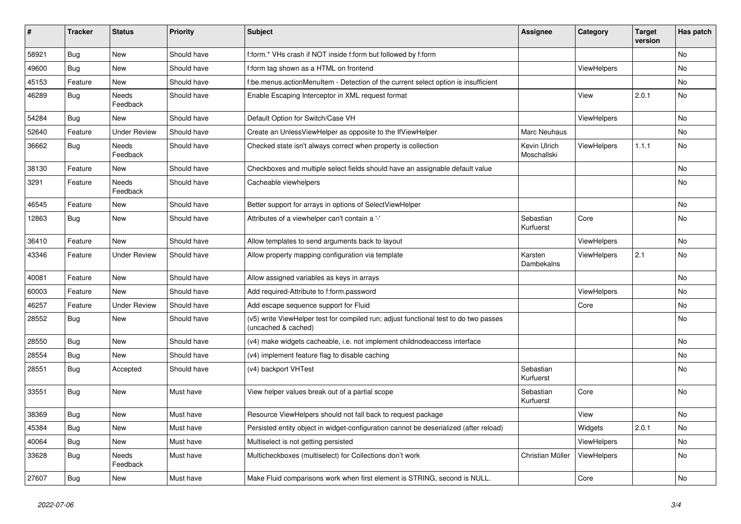| # | Tracker | Status | Priority | Subject | Assignee | Category | Target version | Has patch |
|---|---|---|---|---|---|---|---|---|
| 58921 | Bug | New | Should have | f:form.* VHs crash if NOT inside f:form but followed by f:form | | | | No |
| 49600 | Bug | New | Should have | f:form tag shown as a HTML on frontend | | ViewHelpers | | No |
| 45153 | Feature | New | Should have | f:be.menus.actionMenuItem - Detection of the current select option is insufficient | | | | No |
| 46289 | Bug | Needs Feedback | Should have | Enable Escaping Interceptor in XML request format | | View | 2.0.1 | No |
| 54284 | Bug | New | Should have | Default Option for Switch/Case VH | | ViewHelpers | | No |
| 52640 | Feature | Under Review | Should have | Create an UnlessViewHelper as opposite to the IfViewHelper | Marc Neuhaus | | | No |
| 36662 | Bug | Needs Feedback | Should have | Checked state isn't always correct when property is collection | Kevin Ulrich Moschallski | ViewHelpers | 1.1.1 | No |
| 38130 | Feature | New | Should have | Checkboxes and multiple select fields should have an assignable default value | | | | No |
| 3291 | Feature | Needs Feedback | Should have | Cacheable viewhelpers | | | | No |
| 46545 | Feature | New | Should have | Better support for arrays in options of SelectViewHelper | | | | No |
| 12863 | Bug | New | Should have | Attributes of a viewhelper can't contain a '-' | Sebastian Kurfuerst | Core | | No |
| 36410 | Feature | New | Should have | Allow templates to send arguments back to layout | | ViewHelpers | | No |
| 43346 | Feature | Under Review | Should have | Allow property mapping configuration via template | Karsten Dambekalns | ViewHelpers | 2.1 | No |
| 40081 | Feature | New | Should have | Allow assigned variables as keys in arrays | | | | No |
| 60003 | Feature | New | Should have | Add required-Attribute to f:form.password | | ViewHelpers | | No |
| 46257 | Feature | Under Review | Should have | Add escape sequence support for Fluid | | Core | | No |
| 28552 | Bug | New | Should have | (v5) write ViewHelper test for compiled run; adjust functional test to do two passes (uncached & cached) | | | | No |
| 28550 | Bug | New | Should have | (v4) make widgets cacheable, i.e. not implement childnodeaccess interface | | | | No |
| 28554 | Bug | New | Should have | (v4) implement feature flag to disable caching | | | | No |
| 28551 | Bug | Accepted | Should have | (v4) backport VHTest | Sebastian Kurfuerst | | | No |
| 33551 | Bug | New | Must have | View helper values break out of a partial scope | Sebastian Kurfuerst | Core | | No |
| 38369 | Bug | New | Must have | Resource ViewHelpers should not fall back to request package | | View | | No |
| 45384 | Bug | New | Must have | Persisted entity object in widget-configuration cannot be deserialized (after reload) | | Widgets | 2.0.1 | No |
| 40064 | Bug | New | Must have | Multiselect is not getting persisted | | ViewHelpers | | No |
| 33628 | Bug | Needs Feedback | Must have | Multicheckboxes (multiselect) for Collections don't work | Christian Müller | ViewHelpers | | No |
| 27607 | Bug | New | Must have | Make Fluid comparisons work when first element is STRING, second is NULL. | | Core | | No |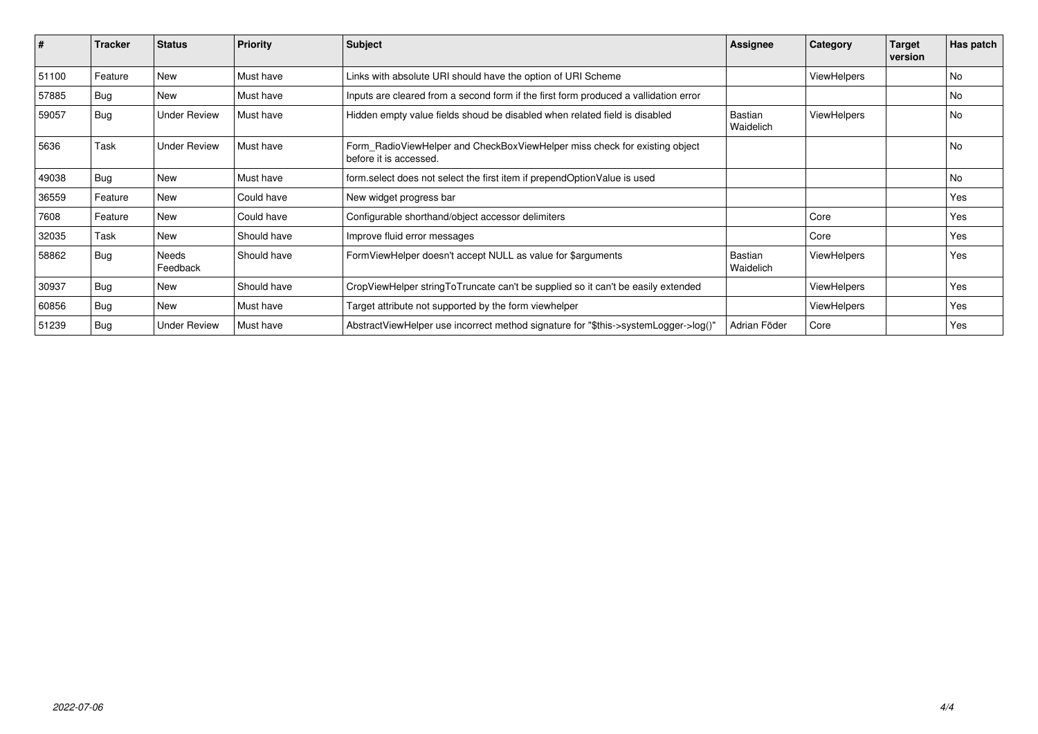| # | Tracker | Status | Priority | Subject | Assignee | Category | Target version | Has patch |
|---|---|---|---|---|---|---|---|---|
| 51100 | Feature | New | Must have | Links with absolute URI should have the option of URI Scheme | | ViewHelpers | | No |
| 57885 | Bug | New | Must have | Inputs are cleared from a second form if the first form produced a vallidation error | | | | No |
| 59057 | Bug | Under Review | Must have | Hidden empty value fields shoud be disabled when related field is disabled | Bastian Waidelich | ViewHelpers | | No |
| 5636 | Task | Under Review | Must have | Form_RadioViewHelper and CheckBoxViewHelper miss check for existing object before it is accessed. | | | | No |
| 49038 | Bug | New | Must have | form.select does not select the first item if prependOptionValue is used | | | | No |
| 36559 | Feature | New | Could have | New widget progress bar | | | | Yes |
| 7608 | Feature | New | Could have | Configurable shorthand/object accessor delimiters | | Core | | Yes |
| 32035 | Task | New | Should have | Improve fluid error messages | | Core | | Yes |
| 58862 | Bug | Needs Feedback | Should have | FormViewHelper doesn't accept NULL as value for $arguments | Bastian Waidelich | ViewHelpers | | Yes |
| 30937 | Bug | New | Should have | CropViewHelper stringToTruncate can't be supplied so it can't be easily extended | | ViewHelpers | | Yes |
| 60856 | Bug | New | Must have | Target attribute not supported by the form viewhelper | | ViewHelpers | | Yes |
| 51239 | Bug | Under Review | Must have | AbstractViewHelper use incorrect method signature for "$this->systemLogger->log()" | Adrian Föder | Core | | Yes |